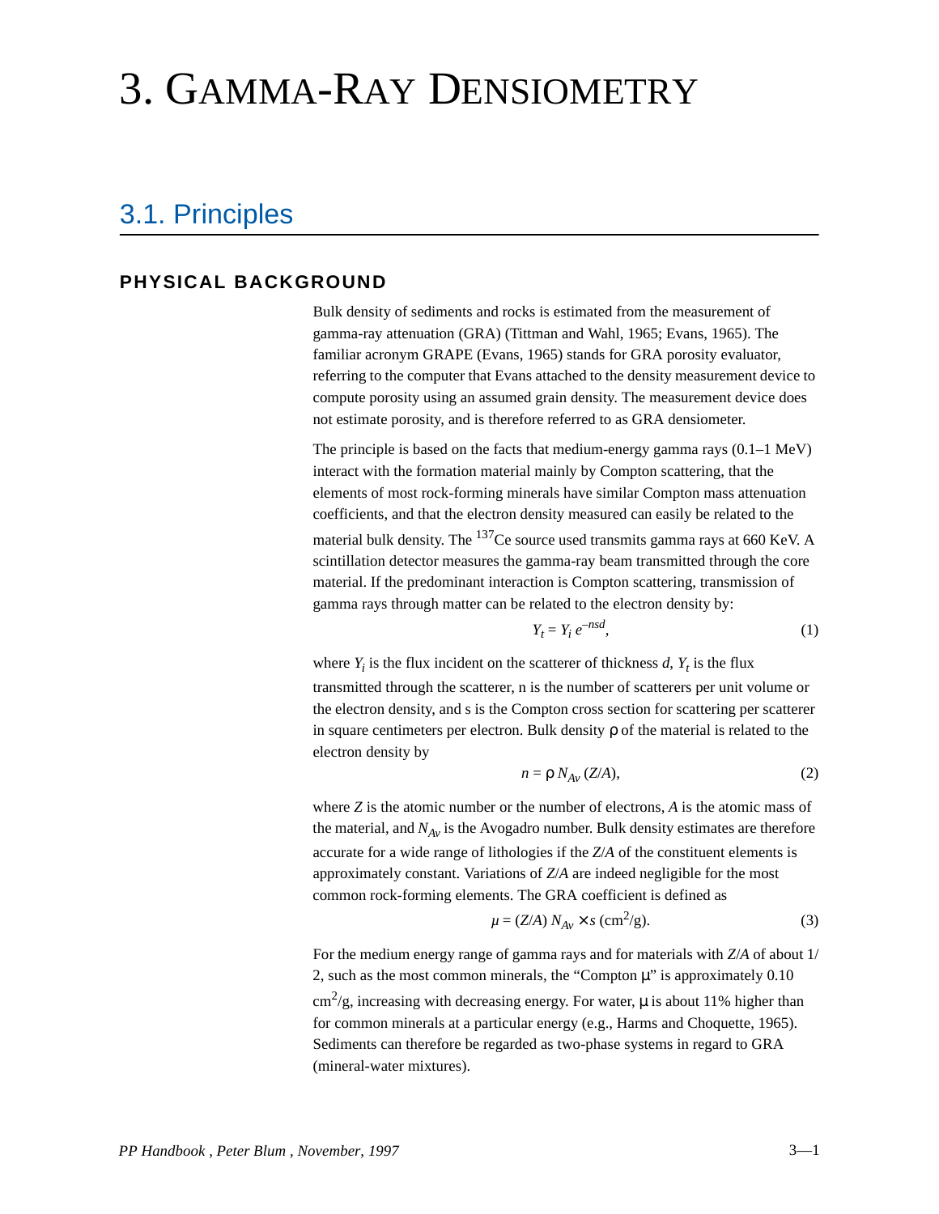# 3. Gamma-Ray Densiometry

## 3.1. Principles

### PHYSICAL BACKGROUND

Bulk density of sediments and rocks is estimated from the measurement of gamma-ray attenuation (GRA) (Tittman and Wahl, 1965; Evans, 1965). The familiar acronym GRAPE (Evans, 1965) stands for GRA porosity evaluator, referring to the computer that Evans attached to the density measurement device to compute porosity using an assumed grain density. The measurement device does not estimate porosity, and is therefore referred to as GRA densiometer.

The principle is based on the facts that medium-energy gamma rays (0.1–1 MeV) interact with the formation material mainly by Compton scattering, that the elements of most rock-forming minerals have similar Compton mass attenuation coefficients, and that the electron density measured can easily be related to the material bulk density. The $^{137}$Ce source used transmits gamma rays at 660 KeV. A scintillation detector measures the gamma-ray beam transmitted through the core material. If the predominant interaction is Compton scattering, transmission of gamma rays through matter can be related to the electron density by:

$$Y_t = Y_i \, e^{-nsd}, \tag{1}$$

where $Y_i$ is the flux incident on the scatterer of thickness $d$, $Y_t$ is the flux transmitted through the scatterer, n is the number of scatterers per unit volume or the electron density, and s is the Compton cross section for scattering per scatterer in square centimeters per electron. Bulk density ρ of the material is related to the electron density by

$$n = \rho \, N_{Av} \, (Z/A), \tag{2}$$

where $Z$ is the atomic number or the number of electrons, $A$ is the atomic mass of the material, and $N_{Av}$ is the Avogadro number. Bulk density estimates are therefore accurate for a wide range of lithologies if the $Z/A$ of the constituent elements is approximately constant. Variations of $Z/A$ are indeed negligible for the most common rock-forming elements. The GRA coefficient is defined as

$$\mu = (Z/A) \, N_{Av} \times s \ (\text{cm}^2/\text{g}). \tag{3}$$

For the medium energy range of gamma rays and for materials with $Z/A$ of about 1/2, such as the most common minerals, the "Compton μ" is approximately 0.10 $\text{cm}^2/\text{g}$, increasing with decreasing energy. For water, μ is about 11% higher than for common minerals at a particular energy (e.g., Harms and Choquette, 1965). Sediments can therefore be regarded as two-phase systems in regard to GRA (mineral-water mixtures).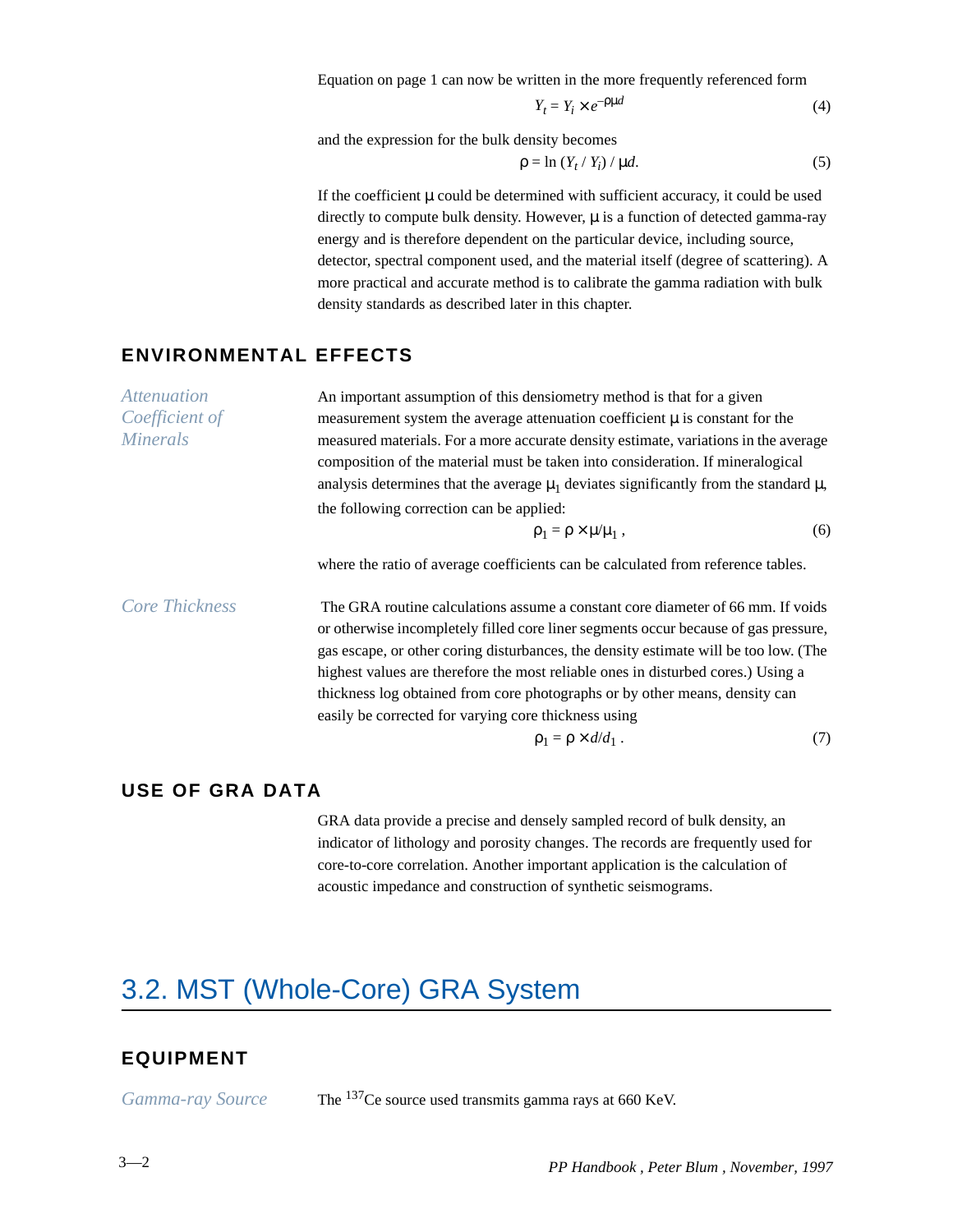Equation on page 1 can now be written in the more frequently referenced form

$$Y_t = Y_i \times e^{-\rho\mu d} \tag{4}$$

and the expression for the bulk density becomes

$$\rho = \ln (Y_t / Y_i) / \mu d. \tag{5}$$

If the coefficient $\mu$ could be determined with sufficient accuracy, it could be used directly to compute bulk density. However, $\mu$ is a function of detected gamma-ray energy and is therefore dependent on the particular device, including source, detector, spectral component used, and the material itself (degree of scattering). A more practical and accurate method is to calibrate the gamma radiation with bulk density standards as described later in this chapter.

## ENVIRONMENTAL EFFECTS

### *Attenuation Coefficient of Minerals*

An important assumption of this densiometry method is that for a given measurement system the average attenuation coefficient $\mu$ is constant for the measured materials. For a more accurate density estimate, variations in the average composition of the material must be taken into consideration. If mineralogical analysis determines that the average $\mu_1$ deviates significantly from the standard $\mu$, the following correction can be applied:

$$\rho_1 = \rho \times \mu/\mu_1 , \tag{6}$$

where the ratio of average coefficients can be calculated from reference tables.

### *Core Thickness*

The GRA routine calculations assume a constant core diameter of 66 mm. If voids or otherwise incompletely filled core liner segments occur because of gas pressure, gas escape, or other coring disturbances, the density estimate will be too low. (The highest values are therefore the most reliable ones in disturbed cores.) Using a thickness log obtained from core photographs or by other means, density can easily be corrected for varying core thickness using

$$\rho_1 = \rho \times d/d_1 . \tag{7}$$

## USE OF GRA DATA

GRA data provide a precise and densely sampled record of bulk density, an indicator of lithology and porosity changes. The records are frequently used for core-to-core correlation. Another important application is the calculation of acoustic impedance and construction of synthetic seismograms.

# 3.2. MST (Whole-Core) GRA System

## EQUIPMENT

### *Gamma-ray Source*

The $^{137}$Ce source used transmits gamma rays at 660 KeV.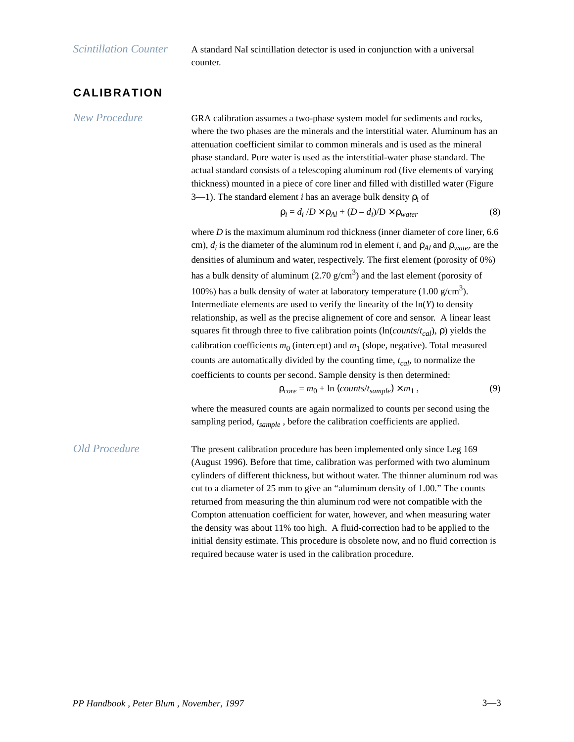### Scintillation Counter

A standard NaI scintillation detector is used in conjunction with a universal counter.

## CALIBRATION

### New Procedure

GRA calibration assumes a two-phase system model for sediments and rocks, where the two phases are the minerals and the interstitial water. Aluminum has an attenuation coefficient similar to common minerals and is used as the mineral phase standard. Pure water is used as the interstitial-water phase standard. The actual standard consists of a telescoping aluminum rod (five elements of varying thickness) mounted in a piece of core liner and filled with distilled water (Figure 3—1). The standard element $i$ has an average bulk density $\rho_i$ of

$$\rho_i = d_i / D \times \rho_{Al} + (D - d_i)/D \times \rho_{water} \tag{8}$$

where $D$ is the maximum aluminum rod thickness (inner diameter of core liner, 6.6 cm), $d_i$ is the diameter of the aluminum rod in element $i$, and $\rho_{Al}$ and $\rho_{water}$ are the densities of aluminum and water, respectively. The first element (porosity of 0%) has a bulk density of aluminum (2.70 g/cm$^3$) and the last element (porosity of 100%) has a bulk density of water at laboratory temperature (1.00 g/cm$^3$). Intermediate elements are used to verify the linearity of the ln($Y$) to density relationship, as well as the precise alignement of core and sensor. A linear least squares fit through three to five calibration points (ln($counts/t_{cal}$), $\rho$) yields the calibration coefficients $m_0$ (intercept) and $m_1$ (slope, negative). Total measured counts are automatically divided by the counting time, $t_{cal}$, to normalize the coefficients to counts per second. Sample density is then determined:

$$\rho_{core} = m_0 + \ln\left(counts/t_{sample}\right) \times m_1 \,, \tag{9}$$

where the measured counts are again normalized to counts per second using the sampling period, $t_{sample}$ , before the calibration coefficients are applied.

### Old Procedure

The present calibration procedure has been implemented only since Leg 169 (August 1996). Before that time, calibration was performed with two aluminum cylinders of different thickness, but without water. The thinner aluminum rod was cut to a diameter of 25 mm to give an "aluminum density of 1.00." The counts returned from measuring the thin aluminum rod were not compatible with the Compton attenuation coefficient for water, however, and when measuring water the density was about 11% too high. A fluid-correction had to be applied to the initial density estimate. This procedure is obsolete now, and no fluid correction is required because water is used in the calibration procedure.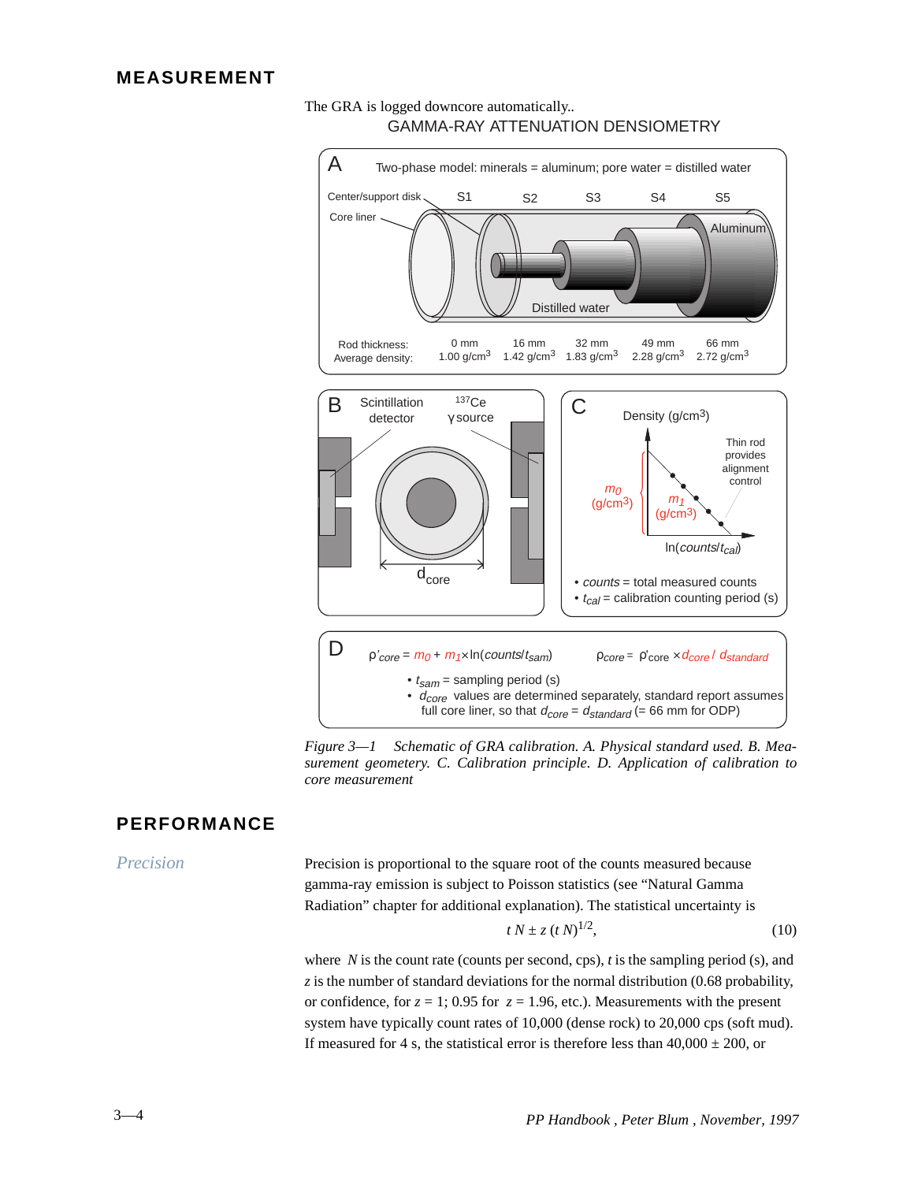## MEASUREMENT

The GRA is logged downcore automatically..

GAMMA-RAY ATTENUATION DENSIOMETRY

A Two-phase model: minerals = aluminum; pore water = distilled water

Center/support disk, Core liner, S1, S2, S3, S4, S5, Aluminum, Distilled water

| | S1 | S2 | S3 | S4 | S5 |
|---|---|---|---|---|---|
| Rod thickness: | 0 mm | 16 mm | 32 mm | 49 mm | 66 mm |
| Average density: | 1.00 g/cm$^3$ | 1.42 g/cm$^3$ | 1.83 g/cm$^3$ | 2.28 g/cm$^3$ | 2.72 g/cm$^3$ |

B Scintillation detector, $^{137}$Ce γ source, $d_{core}$

C Density (g/cm$^3$), $m_0$ (g/cm$^3$), $m_1$ (g/cm$^3$), Thin rod provides alignment control, ln($counts/t_{cal}$)

- *counts* = total measured counts
- $t_{cal}$ = calibration counting period (s)

D $\rho'_{core} = m_0 + m_1 \times \ln(counts/t_{sam})$ $\rho_{core} = \rho'_{core} \times d_{core} / d_{standard}$

- $t_{sam}$ = sampling period (s)
- $d_{core}$ values are determined separately, standard report assumes full core liner, so that $d_{core} = d_{standard}$ (= 66 mm for ODP)

*Figure 3—1 Schematic of GRA calibration. A. Physical standard used. B. Measurement geometry. C. Calibration principle. D. Application of calibration to core measurement*

## PERFORMANCE

### *Precision*

Precision is proportional to the square root of the counts measured because gamma-ray emission is subject to Poisson statistics (see “Natural Gamma Radiation” chapter for additional explanation). The statistical uncertainty is

$$t\,N \pm z\,(t\,N)^{1/2}, \qquad (10)$$

where $N$ is the count rate (counts per second, cps), $t$ is the sampling period (s), and $z$ is the number of standard deviations for the normal distribution (0.68 probability, or confidence, for $z = 1$; 0.95 for $z = 1.96$, etc.). Measurements with the present system have typically count rates of 10,000 (dense rock) to 20,000 cps (soft mud). If measured for 4 s, the statistical error is therefore less than 40,000 ± 200, or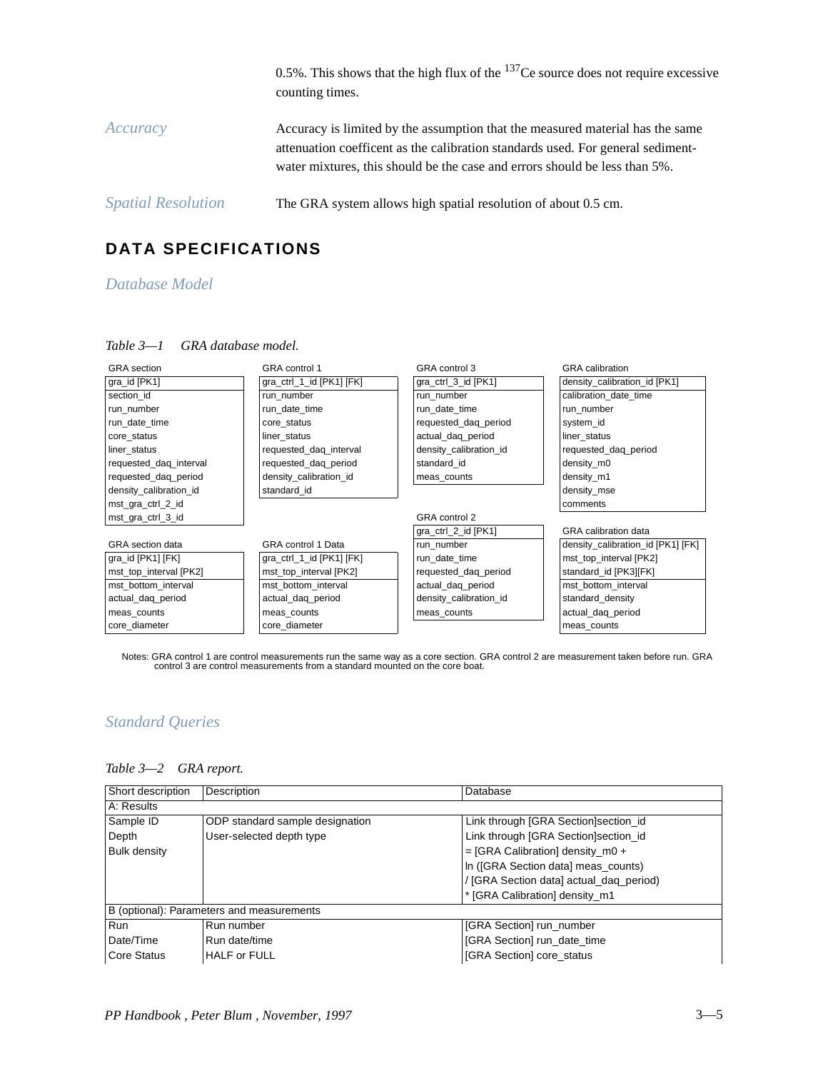0.5%. This shows that the high flux of the $^{137}$Ce source does not require excessive counting times.

*Accuracy*

Accuracy is limited by the assumption that the measured material has the same attenuation coefficent as the calibration standards used. For general sediment-water mixtures, this should be the case and errors should be less than 5%.

*Spatial Resolution*

The GRA system allows high spatial resolution of about 0.5 cm.

## DATA SPECIFICATIONS

### *Database Model*

*Table 3—1 GRA database model.*

| GRA section |
|---|
| gra_id [PK1] |
| section_id |
| run_number |
| run_date_time |
| core_status |
| liner_status |
| requested_daq_interval |
| requested_daq_period |
| density_calibration_id |
| mst_gra_ctrl_2_id |
| mst_gra_ctrl_3_id |

| GRA control 1 |
|---|
| gra_ctrl_1_id [PK1] [FK] |
| run_number |
| run_date_time |
| core_status |
| liner_status |
| requested_daq_interval |
| requested_daq_period |
| density_calibration_id |
| standard_id |

| GRA control 3 |
|---|
| gra_ctrl_3_id [PK1] |
| run_number |
| run_date_time |
| requested_daq_period |
| actual_daq_period |
| density_calibration_id |
| standard_id |
| meas_counts |

| GRA calibration |
|---|
| density_calibration_id [PK1] |
| calibration_date_time |
| run_number |
| system_id |
| liner_status |
| requested_daq_period |
| density_m0 |
| density_m1 |
| density_mse |
| comments |

| GRA control 2 |
|---|
| gra_ctrl_2_id [PK1] |
| run_number |
| run_date_time |
| requested_daq_period |
| actual_daq_period |
| density_calibration_id |
| meas_counts |

| GRA section data |
|---|
| gra_id [PK1] [FK] |
| mst_top_interval [PK2] |
| mst_bottom_interval |
| actual_daq_period |
| meas_counts |
| core_diameter |

| GRA control 1 Data |
|---|
| gra_ctrl_1_id [PK1] [FK] |
| mst_top_interval [PK2] |
| mst_bottom_interval |
| actual_daq_period |
| meas_counts |
| core_diameter |

| GRA calibration data |
|---|
| density_calibration_id [PK1] [FK] |
| mst_top_interval [PK2] |
| standard_id [PK3][FK] |
| mst_bottom_interval |
| standard_density |
| actual_daq_period |
| meas_counts |

Notes: GRA control 1 are control measurements run the same way as a core section. GRA control 2 are measurement taken before run. GRA control 3 are control measurements from a standard mounted on the core boat.

### *Standard Queries*

*Table 3—2 GRA report.*

| Short description | Description | Database |
|---|---|---|
| A: Results | | |
| Sample ID | ODP standard sample designation | Link through [GRA Section]section_id |
| Depth | User-selected depth type | Link through [GRA Section]section_id |
| Bulk density | | = [GRA Calibration] density_m0 + ln ([GRA Section data] meas_counts) / [GRA Section data] actual_daq_period) * [GRA Calibration] density_m1 |
| B (optional): Parameters and measurements | | |
| Run | Run number | [GRA Section] run_number |
| Date/Time | Run date/time | [GRA Section] run_date_time |
| Core Status | HALF or FULL | [GRA Section] core_status |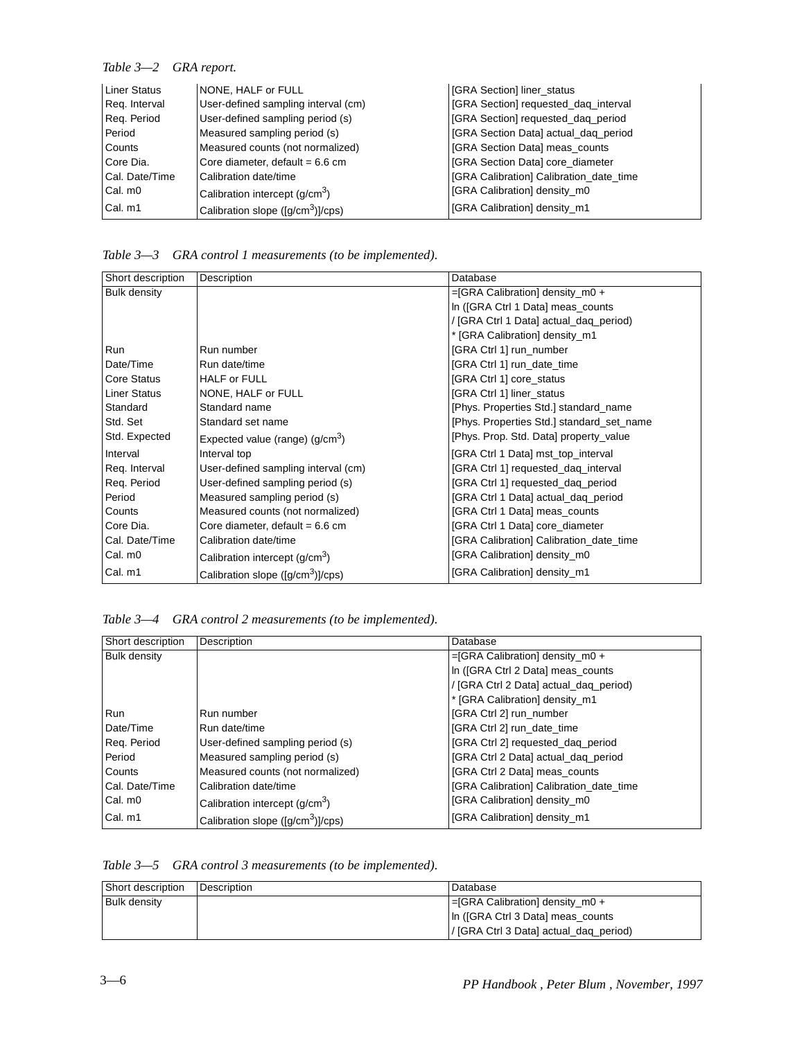*Table 3—2 GRA report.*

| | | |
|---|---|---|
| Liner Status | NONE, HALF or FULL | [GRA Section] liner_status |
| Req. Interval | User-defined sampling interval (cm) | [GRA Section] requested_daq_interval |
| Req. Period | User-defined sampling period (s) | [GRA Section] requested_daq_period |
| Period | Measured sampling period (s) | [GRA Section Data] actual_daq_period |
| Counts | Measured counts (not normalized) | [GRA Section Data] meas_counts |
| Core Dia. | Core diameter, default = 6.6 cm | [GRA Section Data] core_diameter |
| Cal. Date/Time | Calibration date/time | [GRA Calibration] Calibration_date_time |
| Cal. m0 | Calibration intercept (g/cm$^3$) | [GRA Calibration] density_m0 |
| Cal. m1 | Calibration slope ([g/cm$^3$)]/cps) | [GRA Calibration] density_m1 |

*Table 3—3 GRA control 1 measurements (to be implemented).*

| Short description | Description | Database |
|---|---|---|
| Bulk density | | =[GRA Calibration] density_m0 + ln ([GRA Ctrl 1 Data] meas_counts / [GRA Ctrl 1 Data] actual_daq_period) * [GRA Calibration] density_m1 |
| Run | Run number | [GRA Ctrl 1] run_number |
| Date/Time | Run date/time | [GRA Ctrl 1] run_date_time |
| Core Status | HALF or FULL | [GRA Ctrl 1] core_status |
| Liner Status | NONE, HALF or FULL | [GRA Ctrl 1] liner_status |
| Standard | Standard name | [Phys. Properties Std.] standard_name |
| Std. Set | Standard set name | [Phys. Properties Std.] standard_set_name |
| Std. Expected | Expected value (range) (g/cm$^3$) | [Phys. Prop. Std. Data] property_value |
| Interval | Interval top | [GRA Ctrl 1 Data] mst_top_interval |
| Req. Interval | User-defined sampling interval (cm) | [GRA Ctrl 1] requested_daq_interval |
| Req. Period | User-defined sampling period (s) | [GRA Ctrl 1] requested_daq_period |
| Period | Measured sampling period (s) | [GRA Ctrl 1 Data] actual_daq_period |
| Counts | Measured counts (not normalized) | [GRA Ctrl 1 Data] meas_counts |
| Core Dia. | Core diameter, default = 6.6 cm | [GRA Ctrl 1 Data] core_diameter |
| Cal. Date/Time | Calibration date/time | [GRA Calibration] Calibration_date_time |
| Cal. m0 | Calibration intercept (g/cm$^3$) | [GRA Calibration] density_m0 |
| Cal. m1 | Calibration slope ([g/cm$^3$)]/cps) | [GRA Calibration] density_m1 |

*Table 3—4 GRA control 2 measurements (to be implemented).*

| Short description | Description | Database |
|---|---|---|
| Bulk density | | =[GRA Calibration] density_m0 + ln ([GRA Ctrl 2 Data] meas_counts / [GRA Ctrl 2 Data] actual_daq_period) * [GRA Calibration] density_m1 |
| Run | Run number | [GRA Ctrl 2] run_number |
| Date/Time | Run date/time | [GRA Ctrl 2] run_date_time |
| Req. Period | User-defined sampling period (s) | [GRA Ctrl 2] requested_daq_period |
| Period | Measured sampling period (s) | [GRA Ctrl 2 Data] actual_daq_period |
| Counts | Measured counts (not normalized) | [GRA Ctrl 2 Data] meas_counts |
| Cal. Date/Time | Calibration date/time | [GRA Calibration] Calibration_date_time |
| Cal. m0 | Calibration intercept (g/cm$^3$) | [GRA Calibration] density_m0 |
| Cal. m1 | Calibration slope ([g/cm$^3$)]/cps) | [GRA Calibration] density_m1 |

*Table 3—5 GRA control 3 measurements (to be implemented).*

| Short description | Description | Database |
|---|---|---|
| Bulk density | | =[GRA Calibration] density_m0 + ln ([GRA Ctrl 3 Data] meas_counts / [GRA Ctrl 3 Data] actual_daq_period) |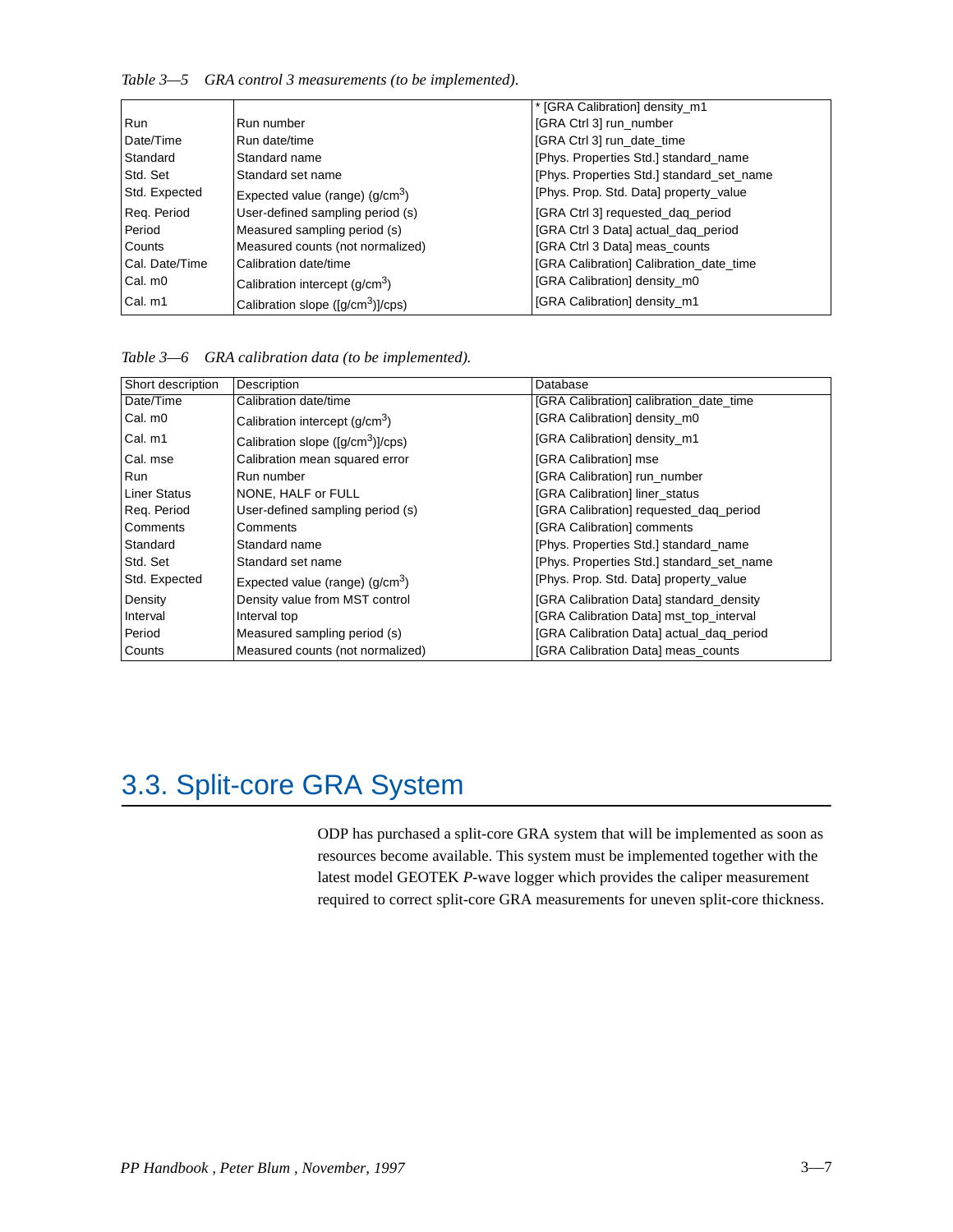*Table 3—5 GRA control 3 measurements (to be implemented).*

| | | |
|---|---|---|
| | | * [GRA Calibration] density_m1 |
| Run | Run number | [GRA Ctrl 3] run_number |
| Date/Time | Run date/time | [GRA Ctrl 3] run_date_time |
| Standard | Standard name | [Phys. Properties Std.] standard_name |
| Std. Set | Standard set name | [Phys. Properties Std.] standard_set_name |
| Std. Expected | Expected value (range) ($g/cm^3$) | [Phys. Prop. Std. Data] property_value |
| Req. Period | User-defined sampling period (s) | [GRA Ctrl 3] requested_daq_period |
| Period | Measured sampling period (s) | [GRA Ctrl 3 Data] actual_daq_period |
| Counts | Measured counts (not normalized) | [GRA Ctrl 3 Data] meas_counts |
| Cal. Date/Time | Calibration date/time | [GRA Calibration] Calibration_date_time |
| Cal. m0 | Calibration intercept ($g/cm^3$) | [GRA Calibration] density_m0 |
| Cal. m1 | Calibration slope ($[g/cm^3]$/cps) | [GRA Calibration] density_m1 |

*Table 3—6 GRA calibration data (to be implemented).*

| Short description | Description | Database |
|---|---|---|
| Date/Time | Calibration date/time | [GRA Calibration] calibration_date_time |
| Cal. m0 | Calibration intercept ($g/cm^3$) | [GRA Calibration] density_m0 |
| Cal. m1 | Calibration slope ($[g/cm^3]$/cps) | [GRA Calibration] density_m1 |
| Cal. mse | Calibration mean squared error | [GRA Calibration] mse |
| Run | Run number | [GRA Calibration] run_number |
| Liner Status | NONE, HALF or FULL | [GRA Calibration] liner_status |
| Req. Period | User-defined sampling period (s) | [GRA Calibration] requested_daq_period |
| Comments | Comments | [GRA Calibration] comments |
| Standard | Standard name | [Phys. Properties Std.] standard_name |
| Std. Set | Standard set name | [Phys. Properties Std.] standard_set_name |
| Std. Expected | Expected value (range) ($g/cm^3$) | [Phys. Prop. Std. Data] property_value |
| Density | Density value from MST control | [GRA Calibration Data] standard_density |
| Interval | Interval top | [GRA Calibration Data] mst_top_interval |
| Period | Measured sampling period (s) | [GRA Calibration Data] actual_daq_period |
| Counts | Measured counts (not normalized) | [GRA Calibration Data] meas_counts |

## 3.3. Split-core GRA System

ODP has purchased a split-core GRA system that will be implemented as soon as resources become available. This system must be implemented together with the latest model GEOTEK *P*-wave logger which provides the caliper measurement required to correct split-core GRA measurements for uneven split-core thickness.